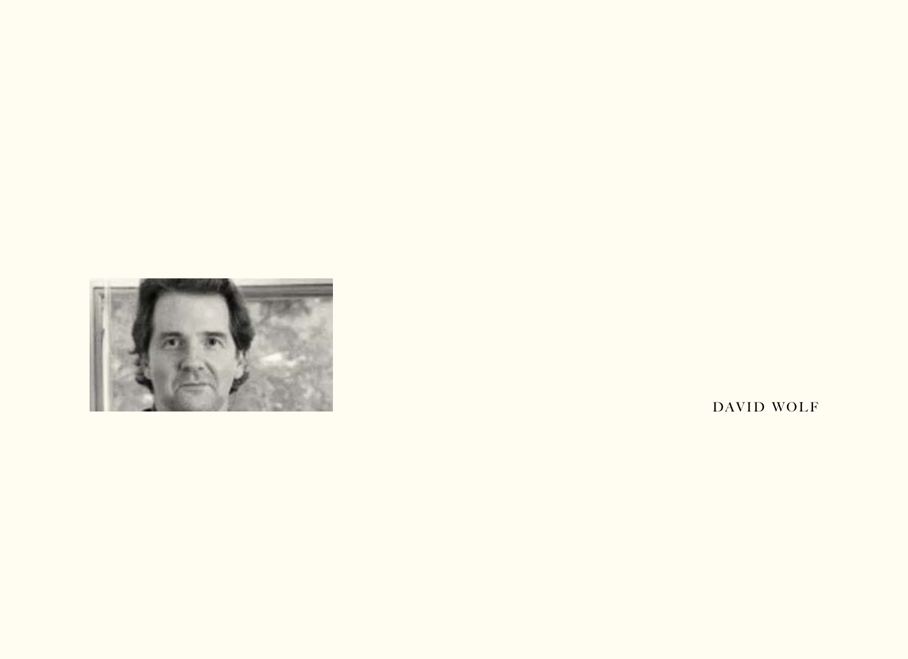DAVID WOLF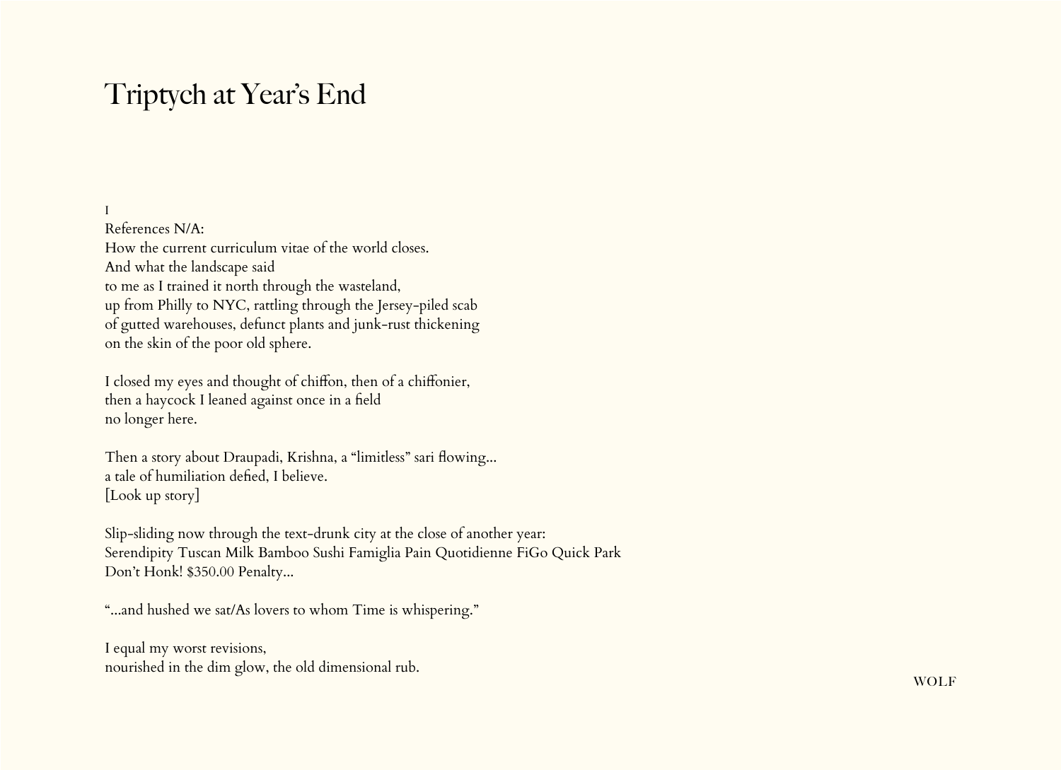# Triptych at Year's End

I

References N/A:  
How the current curriculum vitae of the world closes.  
And what the landscape said  
to me as I trained it north through the wasteland,  
up from Philly to NYC, rattling through the Jersey-piled scab  
of gutted warehouses, defunct plants and junk-rust thickening  
on the skin of the poor old sphere.

I closed my eyes and thought of chiffon, then of a chiffonier,  
then a haycock I leaned against once in a field  
no longer here.

Then a story about Draupadi, Krishna, a "limitless" sari flowing...  
a tale of humiliation defied, I believe.  
[Look up story]

Slip-sliding now through the text-drunk city at the close of another year:  
Serendipity Tuscan Milk Bamboo Sushi Famiglia Pain Quotidienne FiGo Quick Park  
Don't Honk! $350.00 Penalty...

"...and hushed we sat/As lovers to whom Time is whispering."

I equal my worst revisions,  
nourished in the dim glow, the old dimensional rub.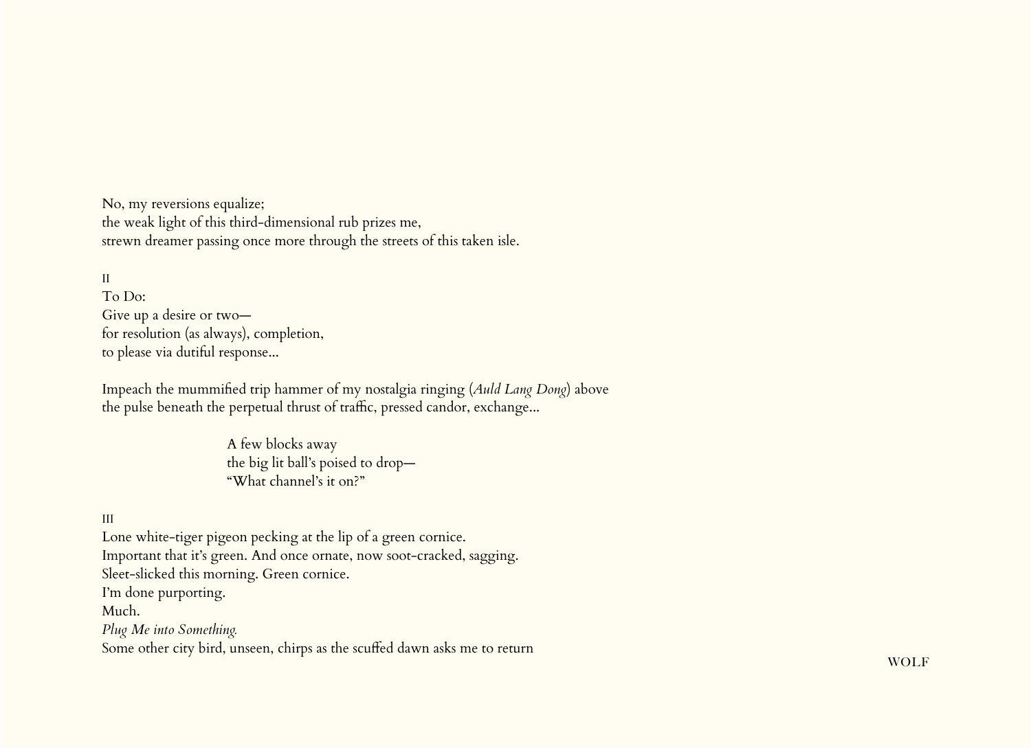No, my reversions equalize;  
the weak light of this third-dimensional rub prizes me,  
strewn dreamer passing once more through the streets of this taken isle.

II

To Do:  
Give up a desire or two—  
for resolution (as always), completion,  
to please via dutiful response...

Impeach the mummified trip hammer of my nostalgia ringing (*Auld Lang Dong*) above  
the pulse beneath the perpetual thrust of traffic, pressed candor, exchange...

> A few blocks away  
> the big lit ball's poised to drop—  
> "What channel's it on?"

III

Lone white-tiger pigeon pecking at the lip of a green cornice.  
Important that it's green. And once ornate, now soot-cracked, sagging.  
Sleet-slicked this morning. Green cornice.  
I'm done purporting.  
Much.  
*Plug Me into Something.*  
Some other city bird, unseen, chirps as the scuffed dawn asks me to return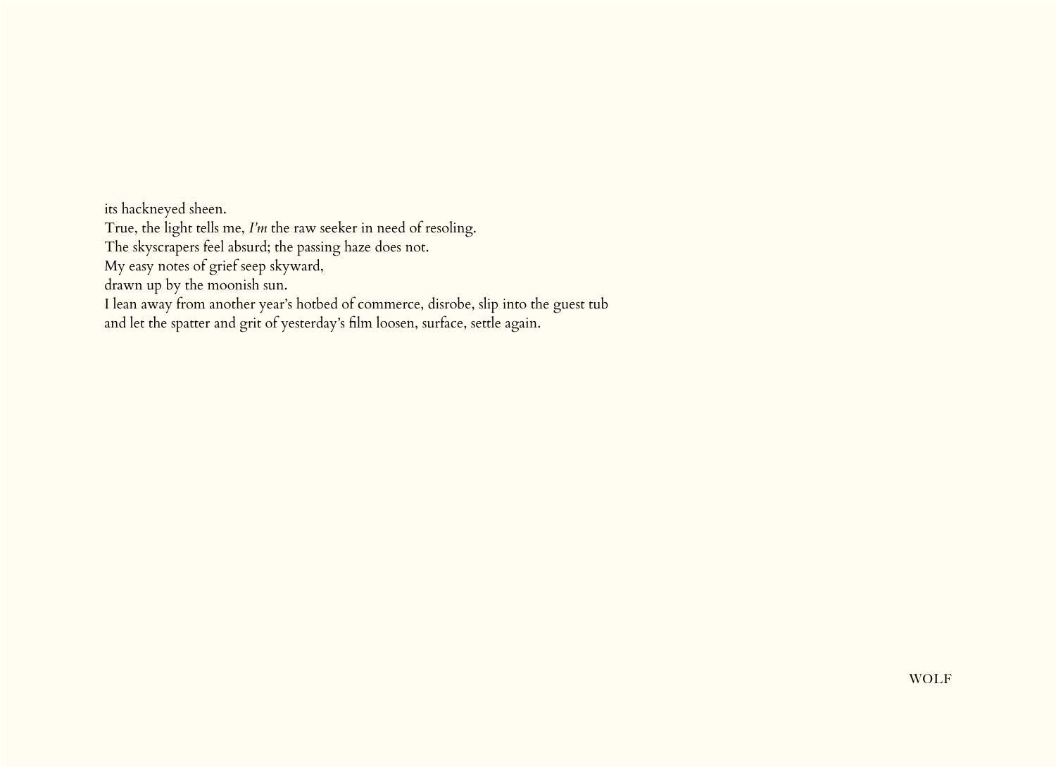its hackneyed sheen.
True, the light tells me, *I'm* the raw seeker in need of resoling.
The skyscrapers feel absurd; the passing haze does not.
My easy notes of grief seep skyward,
drawn up by the moonish sun.
I lean away from another year's hotbed of commerce, disrobe, slip into the guest tub
and let the spatter and grit of yesterday's film loosen, surface, settle again.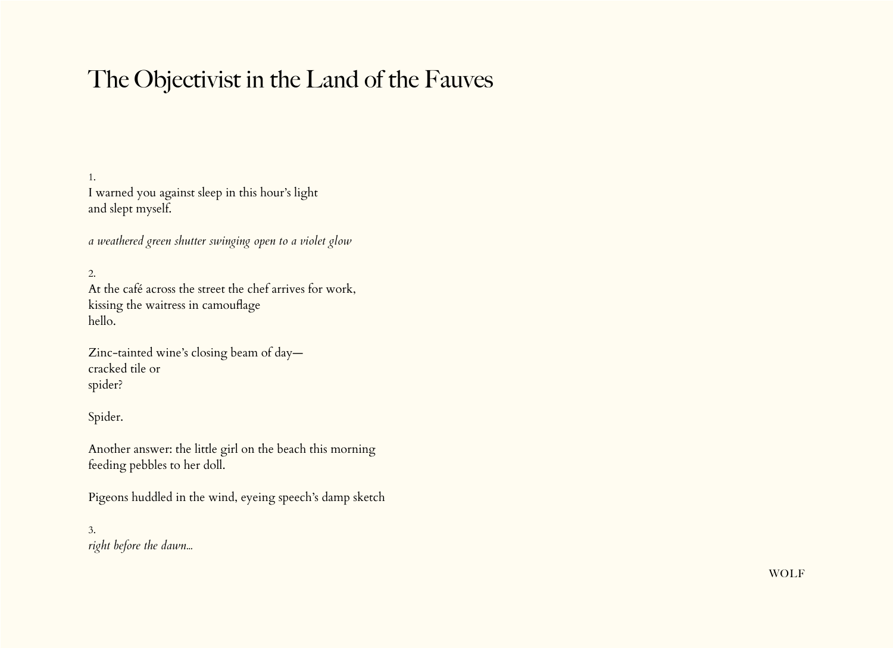# The Objectivist in the Land of the Fauves

1.  
I warned you against sleep in this hour's light  
and slept myself.

*a weathered green shutter swinging open to a violet glow*

2.  
At the café across the street the chef arrives for work,  
kissing the waitress in camouflage  
hello.

Zinc-tainted wine's closing beam of day—  
cracked tile or  
spider?

Spider.

Another answer: the little girl on the beach this morning  
feeding pebbles to her doll.

Pigeons huddled in the wind, eyeing speech's damp sketch

3.  
*right before the dawn...*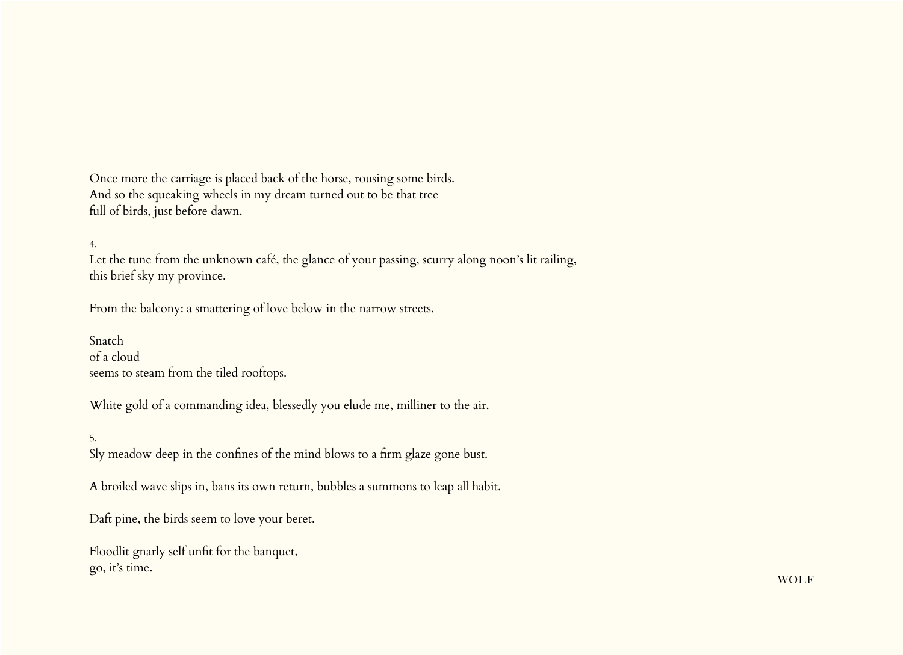Once more the carriage is placed back of the horse, rousing some birds.  
And so the squeaking wheels in my dream turned out to be that tree  
full of birds, just before dawn.

4.  
Let the tune from the unknown café, the glance of your passing, scurry along noon's lit railing,  
this brief sky my province.

From the balcony: a smattering of love below in the narrow streets.

Snatch  
of a cloud  
seems to steam from the tiled rooftops.

White gold of a commanding idea, blessedly you elude me, milliner to the air.

5.  
Sly meadow deep in the confines of the mind blows to a firm glaze gone bust.

A broiled wave slips in, bans its own return, bubbles a summons to leap all habit.

Daft pine, the birds seem to love your beret.

Floodlit gnarly self unfit for the banquet,  
go, it's time.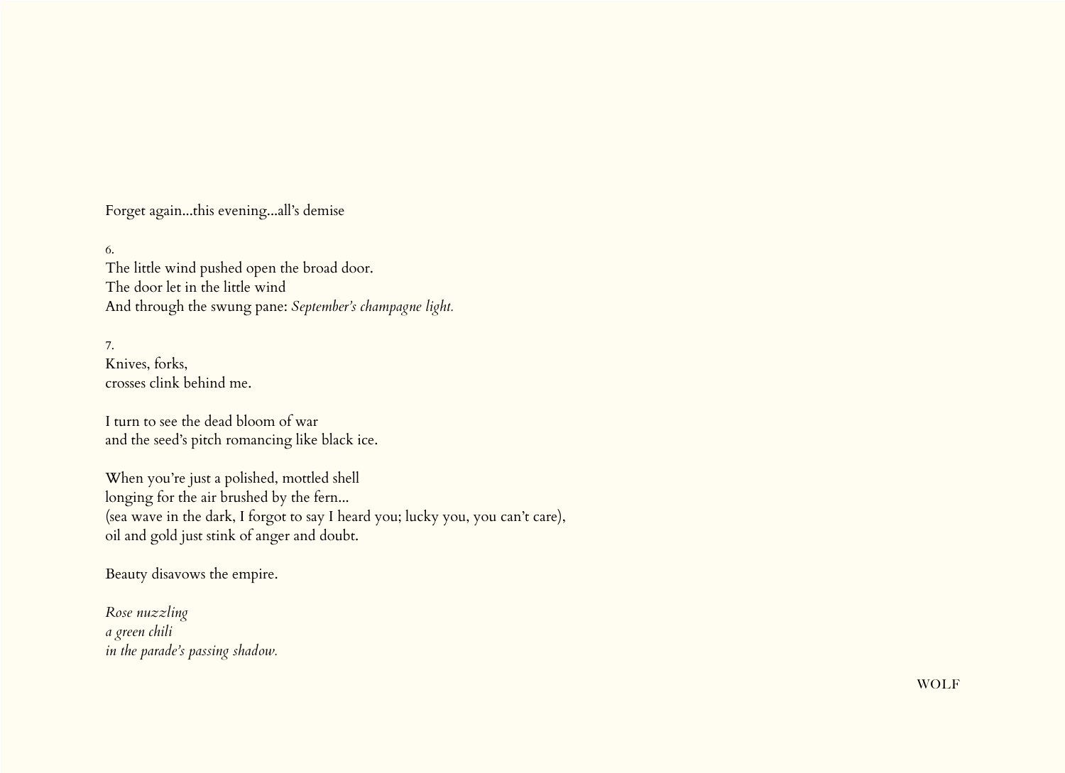Forget again...this evening...all's demise

6.  
The little wind pushed open the broad door.  
The door let in the little wind  
And through the swung pane: *September's champagne light.*

7.  
Knives, forks,  
crosses clink behind me.

I turn to see the dead bloom of war  
and the seed's pitch romancing like black ice.

When you're just a polished, mottled shell  
longing for the air brushed by the fern...  
(sea wave in the dark, I forgot to say I heard you; lucky you, you can't care),  
oil and gold just stink of anger and doubt.

Beauty disavows the empire.

*Rose nuzzling*  
*a green chili*  
*in the parade's passing shadow.*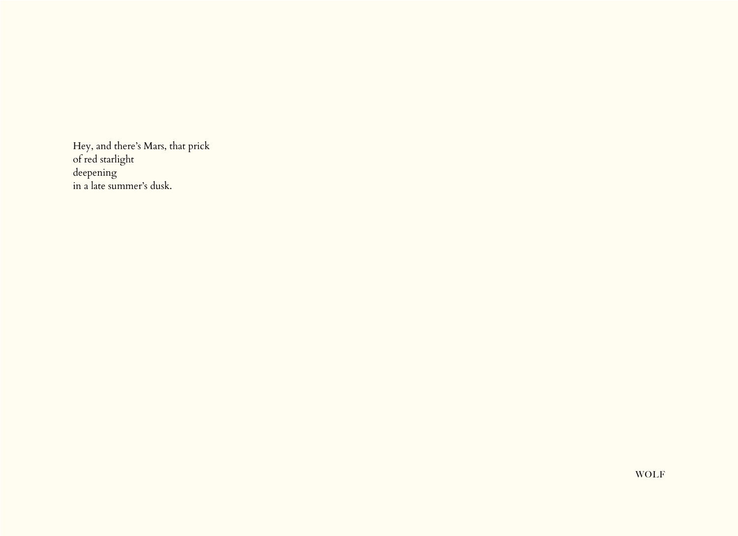Hey, and there’s Mars, that prick  
of red starlight  
deepening  
in a late summer’s dusk.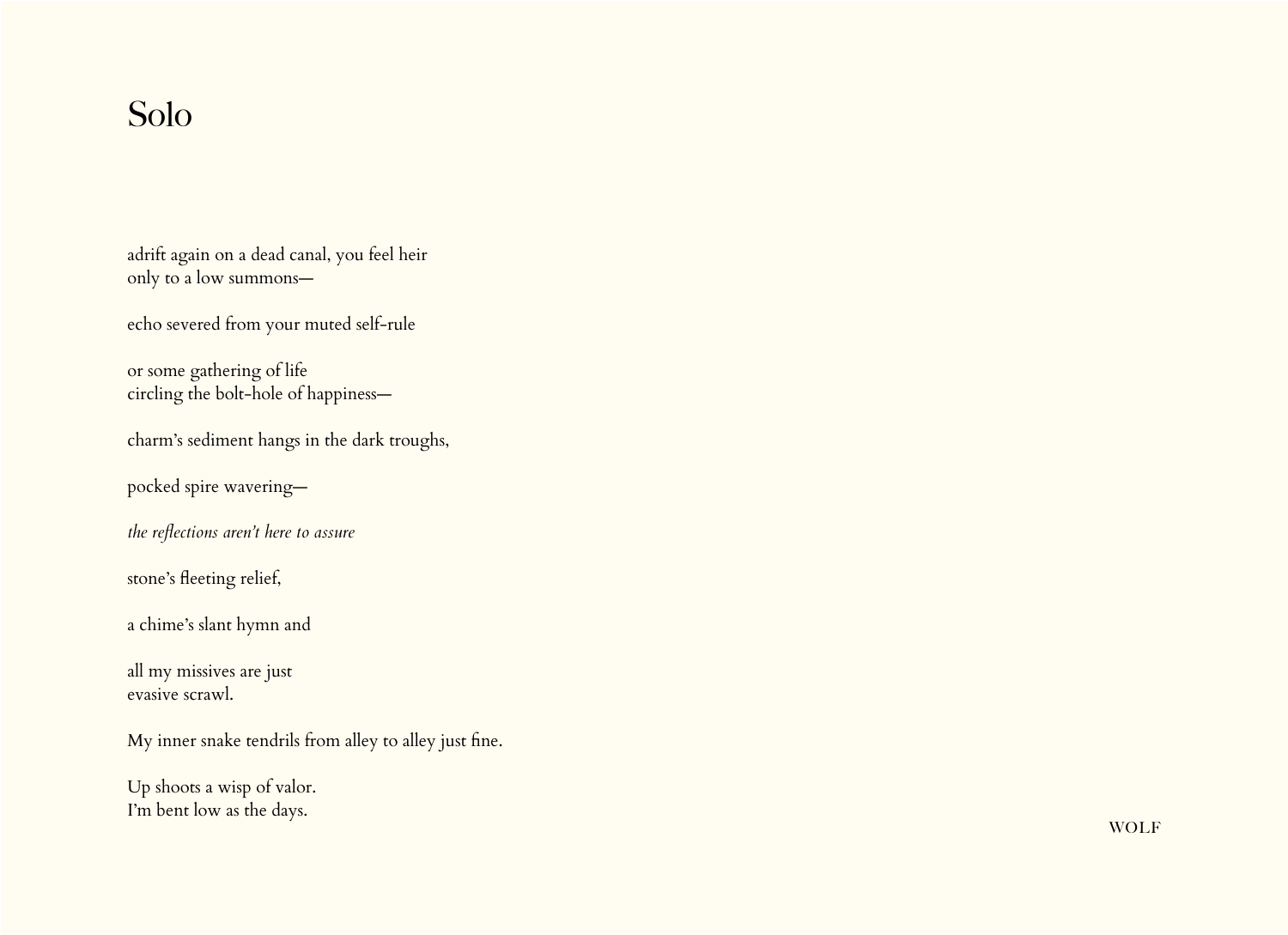# Solo

adrift again on a dead canal, you feel heir
only to a low summons—

echo severed from your muted self-rule

or some gathering of life
circling the bolt-hole of happiness—

charm's sediment hangs in the dark troughs,

pocked spire wavering—

*the reflections aren't here to assure*

stone's fleeting relief,

a chime's slant hymn and

all my missives are just
evasive scrawl.

My inner snake tendrils from alley to alley just fine.

Up shoots a wisp of valor.
I'm bent low as the days.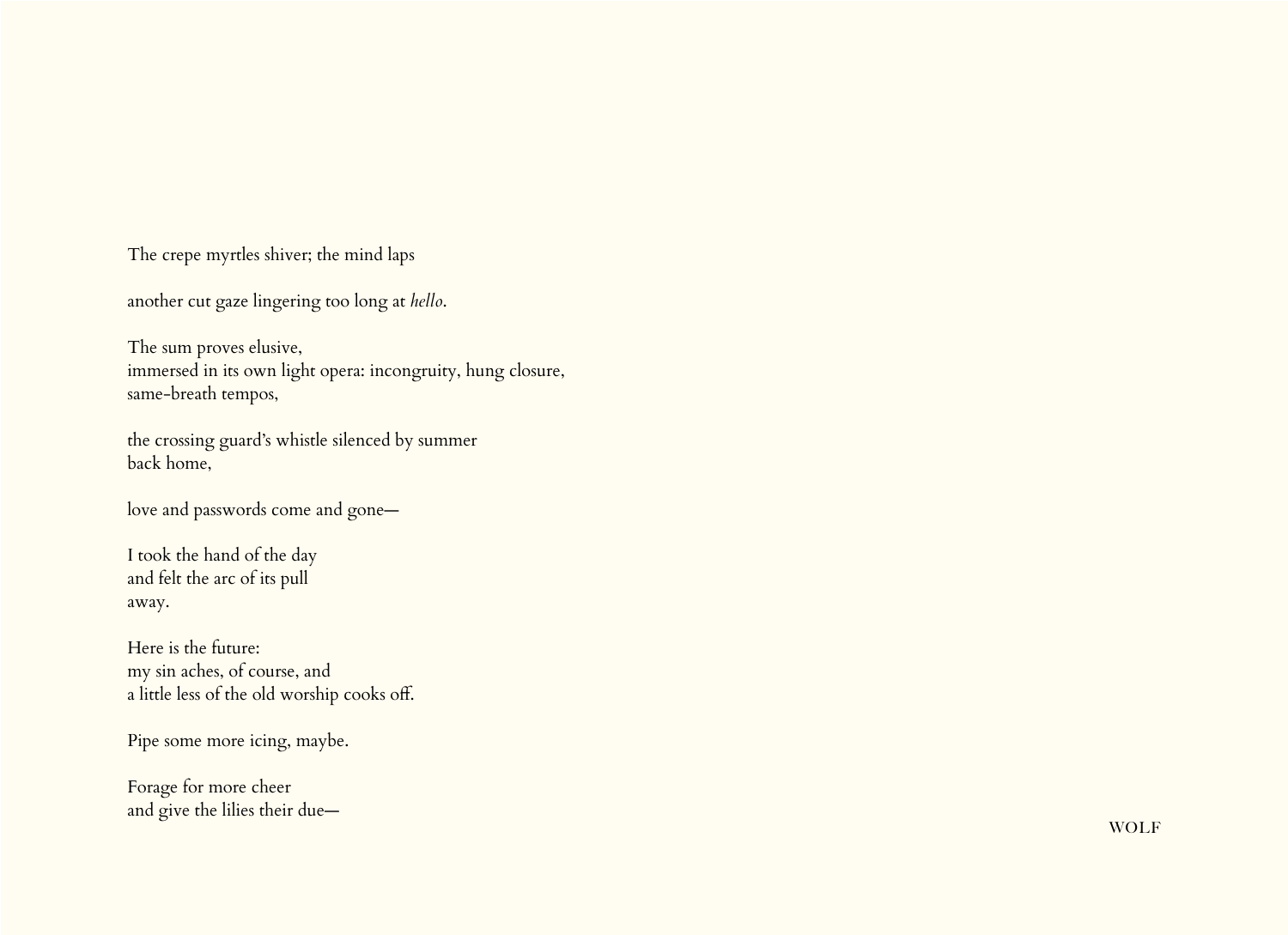The crepe myrtles shiver; the mind laps

another cut gaze lingering too long at *hello*.

The sum proves elusive,
immersed in its own light opera: incongruity, hung closure,
same-breath tempos,

the crossing guard's whistle silenced by summer
back home,

love and passwords come and gone—

I took the hand of the day
and felt the arc of its pull
away.

Here is the future:
my sin aches, of course, and
a little less of the old worship cooks off.

Pipe some more icing, maybe.

Forage for more cheer
and give the lilies their due—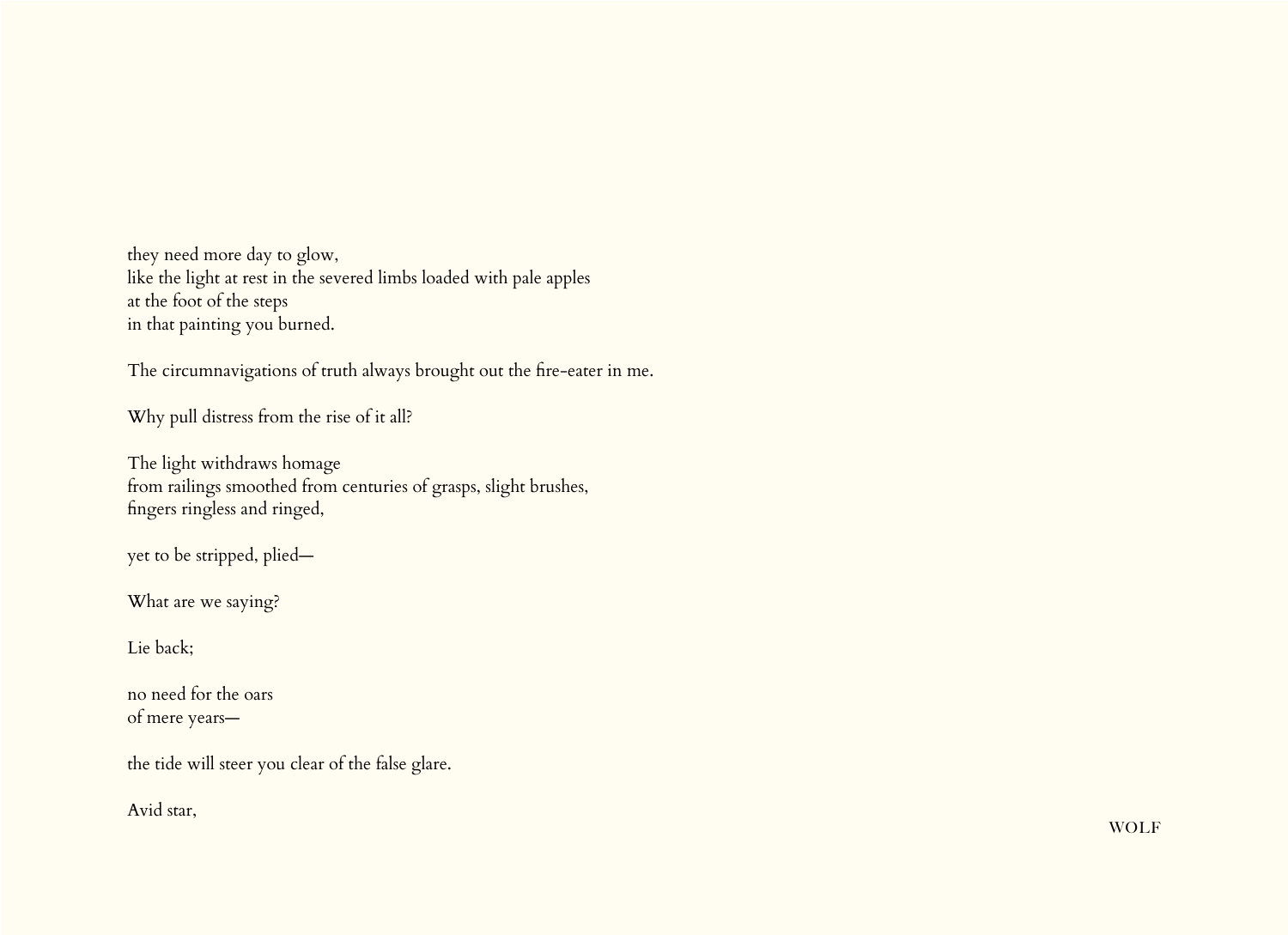they need more day to glow,  
like the light at rest in the severed limbs loaded with pale apples  
at the foot of the steps  
in that painting you burned.

The circumnavigations of truth always brought out the fire-eater in me.

Why pull distress from the rise of it all?

The light withdraws homage  
from railings smoothed from centuries of grasps, slight brushes,  
fingers ringless and ringed,

yet to be stripped, plied—

What are we saying?

Lie back;

no need for the oars  
of mere years—

the tide will steer you clear of the false glare.

Avid star,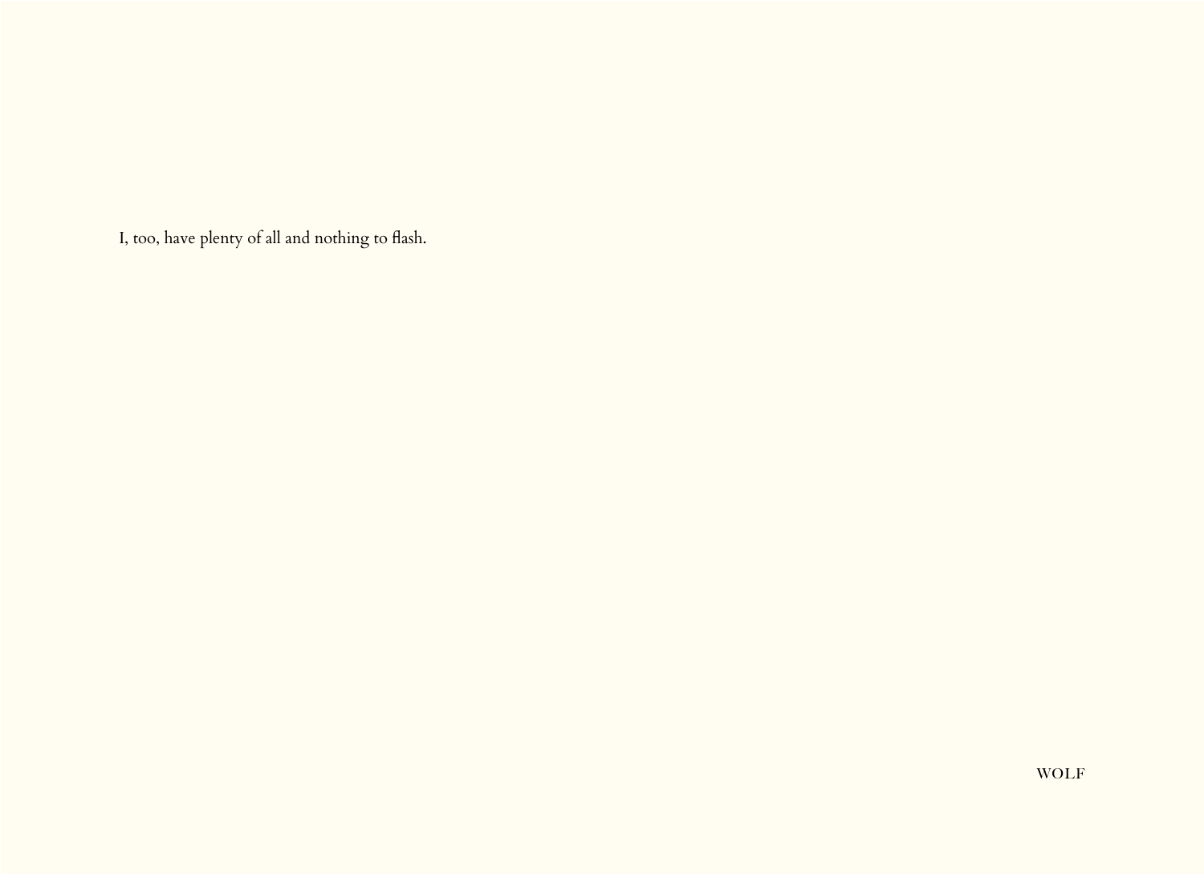I, too, have plenty of all and nothing to flash.

WOLF